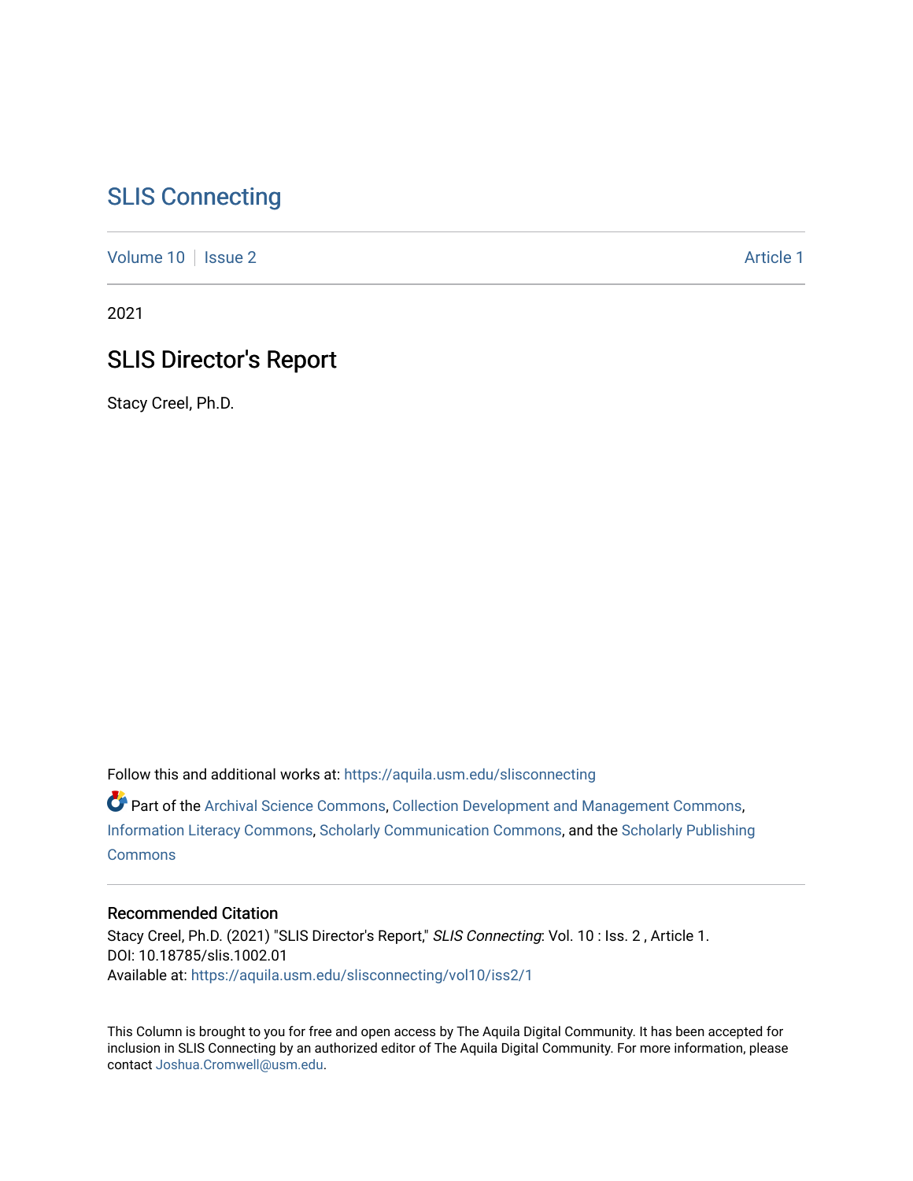# SLIS Connecting

Volume 10 | Issue 2 | Article 1

2021

## SLIS Director's Report

Stacy Creel, Ph.D.

Follow this and additional works at: https://aquila.usm.edu/slisconnecting

Part of the Archival Science Commons, Collection Development and Management Commons, Information Literacy Commons, Scholarly Communication Commons, and the Scholarly Publishing Commons

### Recommended Citation

Stacy Creel, Ph.D. (2021) "SLIS Director's Report," *SLIS Connecting*: Vol. 10 : Iss. 2 , Article 1.
DOI: 10.18785/slis.1002.01
Available at: https://aquila.usm.edu/slisconnecting/vol10/iss2/1

This Column is brought to you for free and open access by The Aquila Digital Community. It has been accepted for inclusion in SLIS Connecting by an authorized editor of The Aquila Digital Community. For more information, please contact Joshua.Cromwell@usm.edu.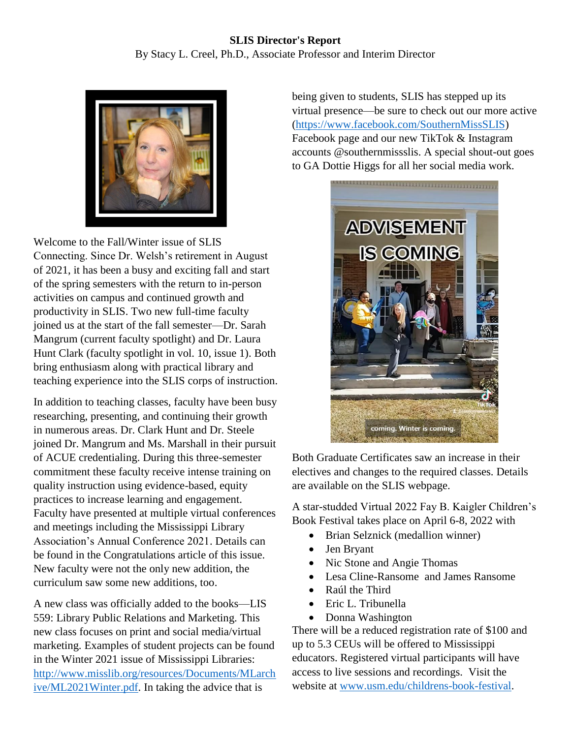## SLIS Director's Report

By Stacy L. Creel, Ph.D., Associate Professor and Interim Director

Welcome to the Fall/Winter issue of SLIS Connecting. Since Dr. Welsh's retirement in August of 2021, it has been a busy and exciting fall and start of the spring semesters with the return to in-person activities on campus and continued growth and productivity in SLIS. Two new full-time faculty joined us at the start of the fall semester—Dr. Sarah Mangrum (current faculty spotlight) and Dr. Laura Hunt Clark (faculty spotlight in vol. 10, issue 1). Both bring enthusiasm along with practical library and teaching experience into the SLIS corps of instruction.

In addition to teaching classes, faculty have been busy researching, presenting, and continuing their growth in numerous areas. Dr. Clark Hunt and Dr. Steele joined Dr. Mangrum and Ms. Marshall in their pursuit of ACUE credentialing. During this three-semester commitment these faculty receive intense training on quality instruction using evidence-based, equity practices to increase learning and engagement. Faculty have presented at multiple virtual conferences and meetings including the Mississippi Library Association's Annual Conference 2021. Details can be found in the Congratulations article of this issue. New faculty were not the only new addition, the curriculum saw some new additions, too.

A new class was officially added to the books—LIS 559: Library Public Relations and Marketing. This new class focuses on print and social media/virtual marketing. Examples of student projects can be found in the Winter 2021 issue of Mississippi Libraries: http://www.misslib.org/resources/Documents/MLarchive/ML2021Winter.pdf. In taking the advice that is being given to students, SLIS has stepped up its virtual presence—be sure to check out our more active (https://www.facebook.com/SouthernMissSLIS) Facebook page and our new TikTok & Instagram accounts @southernmissslis. A special shout-out goes to GA Dottie Higgs for all her social media work.

Both Graduate Certificates saw an increase in their electives and changes to the required classes. Details are available on the SLIS webpage.

A star-studded Virtual 2022 Fay B. Kaigler Children's Book Festival takes place on April 6-8, 2022 with

- Brian Selznick (medallion winner)
- Jen Bryant
- Nic Stone and Angie Thomas
- Lesa Cline-Ransome and James Ransome
- Raúl the Third
- Eric L. Tribunella
- Donna Washington

There will be a reduced registration rate of $100 and up to 5.3 CEUs will be offered to Mississippi educators. Registered virtual participants will have access to live sessions and recordings. Visit the website at www.usm.edu/childrens-book-festival.